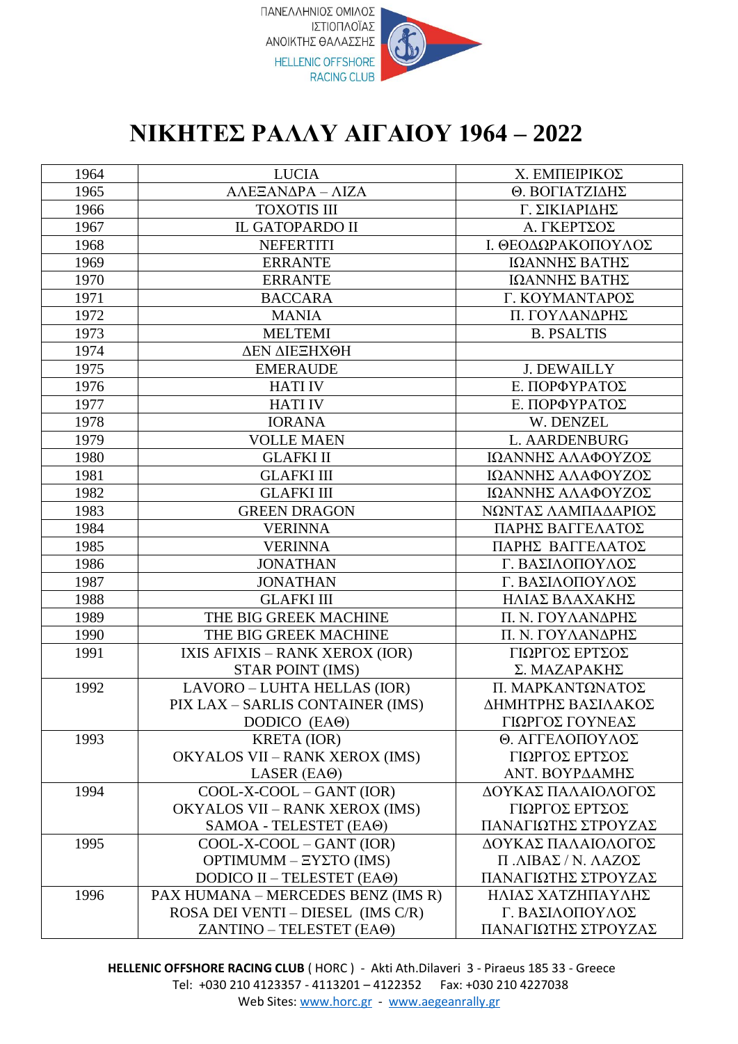ΠΑΝΕΛΛΗΝΙΟΣ ΟΜΙΛΟΣ ΙΣΤΙΟΠΛΟΪΑΣ ΑΝΟΙΚΤΗΣ ΘΑΛΑΣΣΗΣ

HELLENIC OFFSHORE RACING CLUB

# ΝΙΚΗΤΕΣ ΡΑΛΛΥ ΑΙΓΑΙΟΥ 1964 – 2022

| | | |
|---|---|---|
| 1964 | LUCIA | Χ. ΕΜΠΕΙΡΙΚΟΣ |
| 1965 | ΑΛΕΞΑΝΔΡΑ – ΛΙΖΑ | Θ. ΒΟΓΙΑΤΖΙΔΗΣ |
| 1966 | TOXOTIS III | Γ. ΣΙΚΙΑΡΙΔΗΣ |
| 1967 | IL GATOPARDO II | Α. ΓΚΕΡΤΣΟΣ |
| 1968 | NEFERTITI | Ι. ΘΕΟΔΩΡΑΚΟΠΟΥΛΟΣ |
| 1969 | ERRANTE | ΙΩΑΝΝΗΣ ΒΑΤΗΣ |
| 1970 | ERRANTE | ΙΩΑΝΝΗΣ ΒΑΤΗΣ |
| 1971 | BACCARA | Γ. ΚΟΥΜΑΝΤΑΡΟΣ |
| 1972 | MANIA | Π. ΓΟΥΛΑΝΔΡΗΣ |
| 1973 | MELTEMI | B. PSALTIS |
| 1974 | ΔΕΝ ΔΙΕΞΗΧΘΗ | |
| 1975 | EMERAUDE | J. DEWAILLY |
| 1976 | HATI IV | Ε. ΠΟΡΦΥΡΑΤΟΣ |
| 1977 | HATI IV | Ε. ΠΟΡΦΥΡΑΤΟΣ |
| 1978 | IORANA | W. DENZEL |
| 1979 | VOLLE MAEN | L. AARDENBURG |
| 1980 | GLAFKI II | ΙΩΑΝΝΗΣ ΑΛΑΦΟΥΖΟΣ |
| 1981 | GLAFKI III | ΙΩΑΝΝΗΣ ΑΛΑΦΟΥΖΟΣ |
| 1982 | GLAFKI III | ΙΩΑΝΝΗΣ ΑΛΑΦΟΥΖΟΣ |
| 1983 | GREEN DRAGON | ΝΩΝΤΑΣ ΛΑΜΠΑΔΑΡΙΟΣ |
| 1984 | VERINNA | ΠΑΡΗΣ ΒΑΓΓΕΛΑΤΟΣ |
| 1985 | VERINNA | ΠΑΡΗΣ ΒΑΓΓΕΛΑΤΟΣ |
| 1986 | JONATHAN | Γ. ΒΑΣΙΛΟΠΟΥΛΟΣ |
| 1987 | JONATHAN | Γ. ΒΑΣΙΛΟΠΟΥΛΟΣ |
| 1988 | GLAFKI III | ΗΛΙΑΣ ΒΛΑΧΑΚΗΣ |
| 1989 | THE BIG GREEK MACHINE | Π. Ν. ΓΟΥΛΑΝΔΡΗΣ |
| 1990 | THE BIG GREEK MACHINE | Π. Ν. ΓΟΥΛΑΝΔΡΗΣ |
| 1991 | IXIS AFIXIS – RANK XEROX (IOR)<br>STAR POINT (IMS) | ΓΙΩΡΓΟΣ ΕΡΤΣΟΣ<br>Σ. ΜΑΖΑΡΑΚΗΣ |
| 1992 | LAVORO – LUHTA HELLAS (IOR)<br>PIX LAX – SARLIS CONTAINER (IMS)<br>DODICO (ΕΑΘ) | Π. ΜΑΡΚΑΝΤΩΝΑΤΟΣ<br>ΔΗΜΗΤΡΗΣ ΒΑΣΙΛΑΚΟΣ<br>ΓΙΩΡΓΟΣ ΓΟΥΝΕΑΣ |
| 1993 | KRETA (IOR)<br>OKYALOS VII – RANK XEROX (IMS)<br>LASER (ΕΑΘ) | Θ. ΑΓΓΕΛΟΠΟΥΛΟΣ<br>ΓΙΩΡΓΟΣ ΕΡΤΣΟΣ<br>ΑΝΤ. ΒΟΥΡΔΑΜΗΣ |
| 1994 | COOL-X-COOL – GANT (IOR)<br>OKYALOS VII – RANK XEROX (IMS)<br>SAMOA - TELESTET (ΕΑΘ) | ΔΟΥΚΑΣ ΠΑΛΑΙΟΛΟΓΟΣ<br>ΓΙΩΡΓΟΣ ΕΡΤΣΟΣ<br>ΠΑΝΑΓΙΩΤΗΣ ΣΤΡΟΥΖΑΣ |
| 1995 | COOL-X-COOL – GANT (IOR)<br>OPTIMUMM – ΞΥΣΤΟ (IMS)<br>DODICO II – TELESTET (ΕΑΘ) | ΔΟΥΚΑΣ ΠΑΛΑΙΟΛΟΓΟΣ<br>Π .ΛΙΒΑΣ / Ν. ΛΑΖΟΣ<br>ΠΑΝΑΓΙΩΤΗΣ ΣΤΡΟΥΖΑΣ |
| 1996 | PAX HUMANA – MERCEDES BENZ (IMS R)<br>ROSA DEI VENTI – DIESEL (IMS C/R)<br>ZANTINO – TELESTET (ΕΑΘ) | ΗΛΙΑΣ ΧΑΤΖΗΠΑΥΛΗΣ<br>Γ. ΒΑΣΙΛΟΠΟΥΛΟΣ<br>ΠΑΝΑΓΙΩΤΗΣ ΣΤΡΟΥΖΑΣ |

**HELLENIC OFFSHORE RACING CLUB** ( HORC ) - Akti Ath.Dilaveri 3 - Piraeus 185 33 - Greece
Tel: +030 210 4123357 - 4113201 – 4122352 Fax: +030 210 4227038
Web Sites: www.horc.gr - www.aegeanrally.gr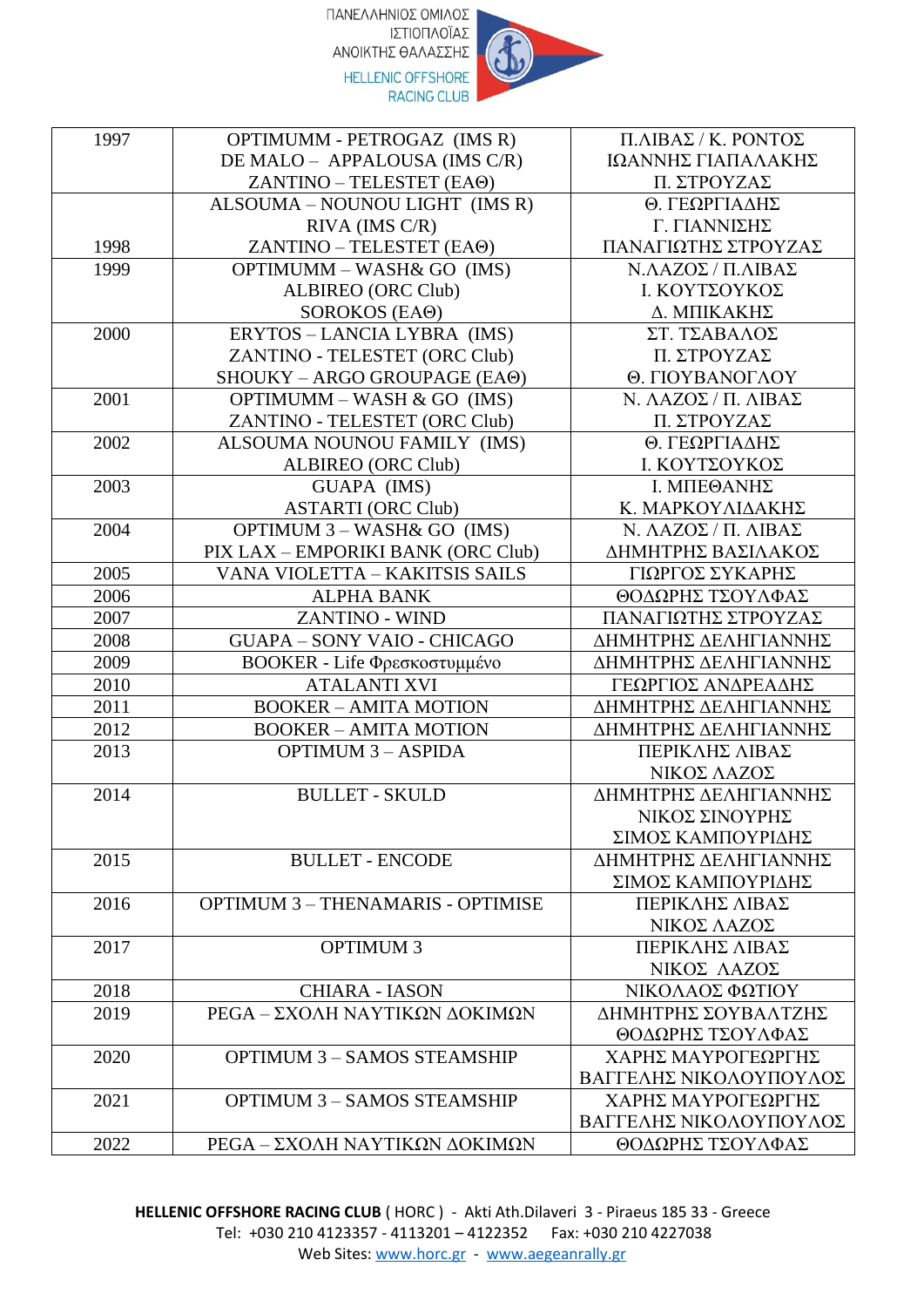ΠΑΝΕΛΛΗΝΙΟΣ ΟΜΙΛΟΣ ΙΣΤΙΟΠΛΟΪΑΣ ΑΝΟΙΚΤΗΣ ΘΑΛΑΣΣΗΣ

HELLENIC OFFSHORE RACING CLUB

| | | |
|---|---|---|
| 1997 | OPTIMUMM - PETROGAZ (IMS R)<br>DE MALO – APPALOUSA (IMS C/R)<br>ZANTINO – TELESTEST (ΕΑΘ) | Π.ΛΙΒΑΣ / Κ. ΡΟΝΤΟΣ<br>ΙΩΑΝΝΗΣ ΓΙΑΠΑΛΑΚΗΣ<br>Π. ΣΤΡΟΥΖΑΣ |
| 1998 | ALSOUMA – NOUNOU LIGHT (IMS R)<br>RIVA (IMS C/R)<br>ZANTINO – TELESTEST (ΕΑΘ) | Θ. ΓΕΩΡΓΙΑΔΗΣ<br>Γ. ΓΙΑΝΝΙΣΗΣ<br>ΠΑΝΑΓΙΩΤΗΣ ΣΤΡΟΥΖΑΣ |
| 1999 | OPTIMUMM – WASH& GO (IMS)<br>ALBIREO (ORC Club)<br>SOROKOS (ΕΑΘ) | Ν.ΛΑΖΟΣ / Π.ΛΙΒΑΣ<br>Ι. ΚΟΥΤΣΟΥΚΟΣ<br>Δ. ΜΠΙΚΑΚΗΣ |
| 2000 | ERYTOS – LANCIA LYBRA (IMS)<br>ZANTINO - TELESTEST (ORC Club)<br>SHOUKY – ARGO GROUPAGE (ΕΑΘ) | ΣΤ. ΤΣΑΒΑΛΟΣ<br>Π. ΣΤΡΟΥΖΑΣ<br>Θ. ΓΙΟΥΒΑΝΟΓΛΟΥ |
| 2001 | OPTIMUMM – WASH & GO (IMS)<br>ZANTINO - TELESTEST (ORC Club) | Ν. ΛΑΖΟΣ / Π. ΛΙΒΑΣ<br>Π. ΣΤΡΟΥΖΑΣ |
| 2002 | ALSOUMA NOUNOU FAMILY (IMS)<br>ALBIREO (ORC Club) | Θ. ΓΕΩΡΓΙΑΔΗΣ<br>Ι. ΚΟΥΤΣΟΥΚΟΣ |
| 2003 | GUAPA (IMS)<br>ASTARTI (ORC Club) | Ι. ΜΠΕΘΑΝΗΣ<br>Κ. ΜΑΡΚΟΥΛΙΔΑΚΗΣ |
| 2004 | OPTIMUM 3 – WASH& GO (IMS)<br>PIX LAX – EMPORIKI BANK (ORC Club) | Ν. ΛΑΖΟΣ / Π. ΛΙΒΑΣ<br>ΔΗΜΗΤΡΗΣ ΒΑΣΙΛΑΚΟΣ |
| 2005 | VANA VIOLETTA – KAKITSIS SAILS | ΓΙΩΡΓΟΣ ΣΥΚΑΡΗΣ |
| 2006 | ALPHA BANK | ΘΟΔΩΡΗΣ ΤΣΟΥΛΦΑΣ |
| 2007 | ZANTINO - WIND | ΠΑΝΑΓΙΩΤΗΣ ΣΤΡΟΥΖΑΣ |
| 2008 | GUAPA – SONY VAIO - CHICAGO | ΔΗΜΗΤΡΗΣ ΔΕΛΗΓΙΑΝΝΗΣ |
| 2009 | BOOKER - Life Φρεσκοστυμμένο | ΔΗΜΗΤΡΗΣ ΔΕΛΗΓΙΑΝΝΗΣ |
| 2010 | ATALANTI XVI | ΓΕΩΡΓΙΟΣ ΑΝΔΡΕΑΔΗΣ |
| 2011 | BOOKER – AMITA MOTION | ΔΗΜΗΤΡΗΣ ΔΕΛΗΓΙΑΝΝΗΣ |
| 2012 | BOOKER – AMITA MOTION | ΔΗΜΗΤΡΗΣ ΔΕΛΗΓΙΑΝΝΗΣ |
| 2013 | OPTIMUM 3 – ASPIDA | ΠΕΡΙΚΛΗΣ ΛΙΒΑΣ<br>ΝΙΚΟΣ ΛΑΖΟΣ |
| 2014 | BULLET - SKULD | ΔΗΜΗΤΡΗΣ ΔΕΛΗΓΙΑΝΝΗΣ<br>ΝΙΚΟΣ ΣΙΝΟΥΡΗΣ<br>ΣΙΜΟΣ ΚΑΜΠΟΥΡΙΔΗΣ |
| 2015 | BULLET - ENCODE | ΔΗΜΗΤΡΗΣ ΔΕΛΗΓΙΑΝΝΗΣ<br>ΣΙΜΟΣ ΚΑΜΠΟΥΡΙΔΗΣ |
| 2016 | OPTIMUM 3 – THENAMARIS - OPTIMISE | ΠΕΡΙΚΛΗΣ ΛΙΒΑΣ<br>ΝΙΚΟΣ ΛΑΖΟΣ |
| 2017 | OPTIMUM 3 | ΠΕΡΙΚΛΗΣ ΛΙΒΑΣ<br>ΝΙΚΟΣ ΛΑΖΟΣ |
| 2018 | CHIARA - IASON | ΝΙΚΟΛΑΟΣ ΦΩΤΙΟΥ |
| 2019 | PEGA – ΣΧΟΛΗ ΝΑΥΤΙΚΩΝ ΔΟΚΙΜΩΝ | ΔΗΜΗΤΡΗΣ ΣΟΥΒΑΛΤΖΗΣ<br>ΘΟΔΩΡΗΣ ΤΣΟΥΛΦΑΣ |
| 2020 | OPTIMUM 3 – SAMOS STEAMSHIP | ΧΑΡΗΣ ΜΑΥΡΟΓΕΩΡΓΗΣ<br>ΒΑΓΓΕΛΗΣ ΝΙΚΟΛΟΥΠΟΥΛΟΣ |
| 2021 | OPTIMUM 3 – SAMOS STEAMSHIP | ΧΑΡΗΣ ΜΑΥΡΟΓΕΩΡΓΗΣ<br>ΒΑΓΓΕΛΗΣ ΝΙΚΟΛΟΥΠΟΥΛΟΣ |
| 2022 | PEGA – ΣΧΟΛΗ ΝΑΥΤΙΚΩΝ ΔΟΚΙΜΩΝ | ΘΟΔΩΡΗΣ ΤΣΟΥΛΦΑΣ |

**HELLENIC OFFSHORE RACING CLUB** ( HORC ) - Akti Ath.Dilaveri 3 - Piraeus 185 33 - Greece
Tel: +030 210 4123357 - 4113201 – 4122352 Fax: +030 210 4227038
Web Sites: www.horc.gr - www.aegeanrally.gr